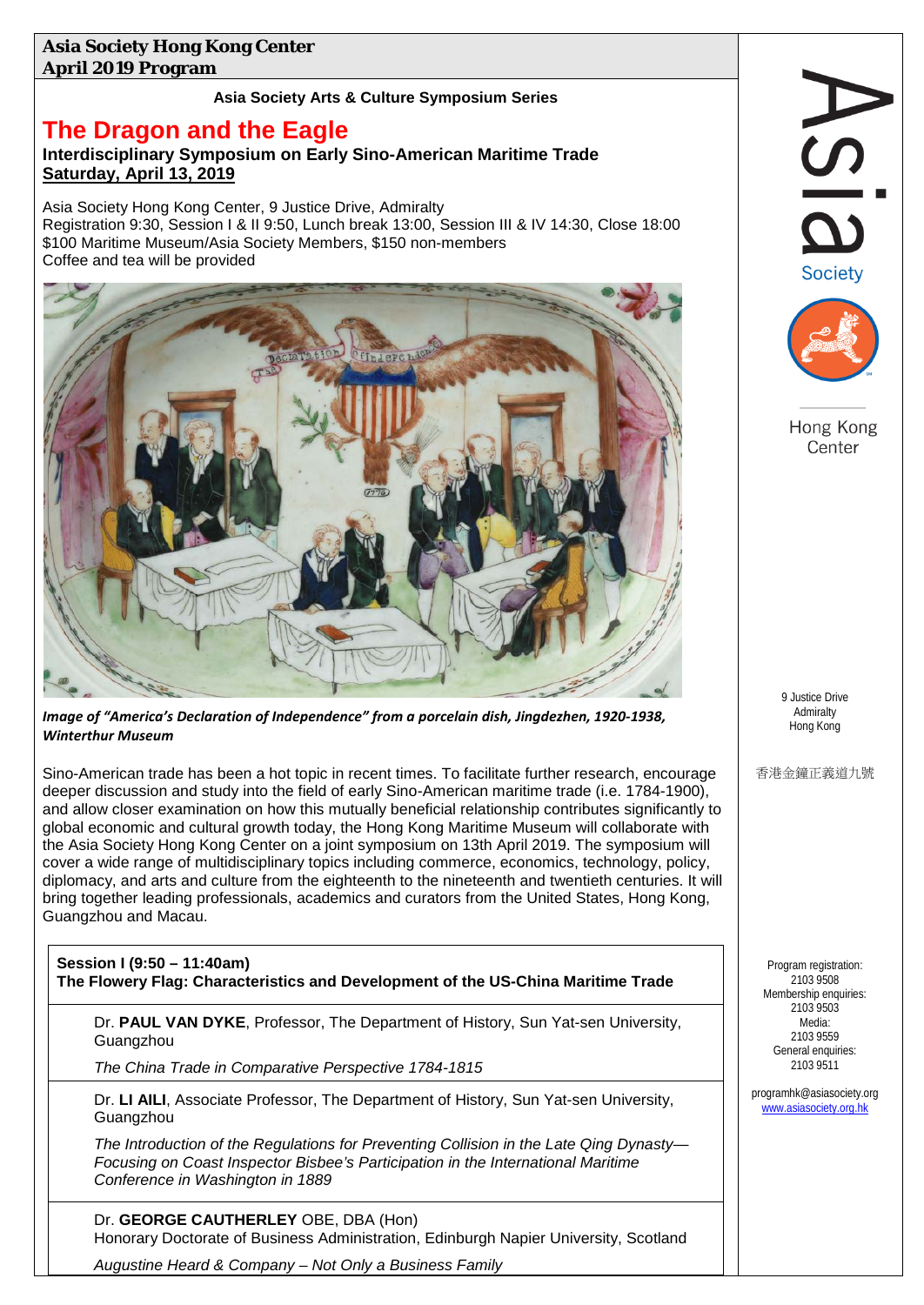**Asia Society Hong Kong Center**
**April 2019 Program**

**Asia Society Arts & Culture Symposium Series**

# The Dragon and the Eagle

**Interdisciplinary Symposium on Early Sino-American Maritime Trade**
**Saturday, April 13, 2019**

Asia Society Hong Kong Center, 9 Justice Drive, Admiralty
Registration 9:30, Session I & II 9:50, Lunch break 13:00, Session III & IV 14:30, Close 18:00
$100 Maritime Museum/Asia Society Members, $150 non-members
Coffee and tea will be provided

***Image of "America's Declaration of Independence" from a porcelain dish, Jingdezhen, 1920-1938, Winterthur Museum***

Sino-American trade has been a hot topic in recent times. To facilitate further research, encourage deeper discussion and study into the field of early Sino-American maritime trade (i.e. 1784-1900), and allow closer examination on how this mutually beneficial relationship contributes significantly to global economic and cultural growth today, the Hong Kong Maritime Museum will collaborate with the Asia Society Hong Kong Center on a joint symposium on 13th April 2019. The symposium will cover a wide range of multidisciplinary topics including commerce, economics, technology, policy, diplomacy, and arts and culture from the eighteenth to the nineteenth and twentieth centuries. It will bring together leading professionals, academics and curators from the United States, Hong Kong, Guangzhou and Macau.

**Session I (9:50 – 11:40am)**
**The Flowery Flag: Characteristics and Development of the US-China Maritime Trade**

Dr. **PAUL VAN DYKE**, Professor, The Department of History, Sun Yat-sen University, Guangzhou

*The China Trade in Comparative Perspective 1784-1815*

Dr. **LI AILI**, Associate Professor, The Department of History, Sun Yat-sen University, Guangzhou

*The Introduction of the Regulations for Preventing Collision in the Late Qing Dynasty—Focusing on Coast Inspector Bisbee's Participation in the International Maritime Conference in Washington in 1889*

Dr. **GEORGE CAUTHERLEY** OBE, DBA (Hon)
Honorary Doctorate of Business Administration, Edinburgh Napier University, Scotland

*Augustine Heard & Company – Not Only a Business Family*

Asia Society
Hong Kong Center

9 Justice Drive
Admiralty
Hong Kong

香港金鐘正義道九號

Program registration: 2103 9508
Membership enquiries: 2103 9503
Media: 2103 9559
General enquiries: 2103 9511

programhk@asiasociety.org
www.asiasociety.org.hk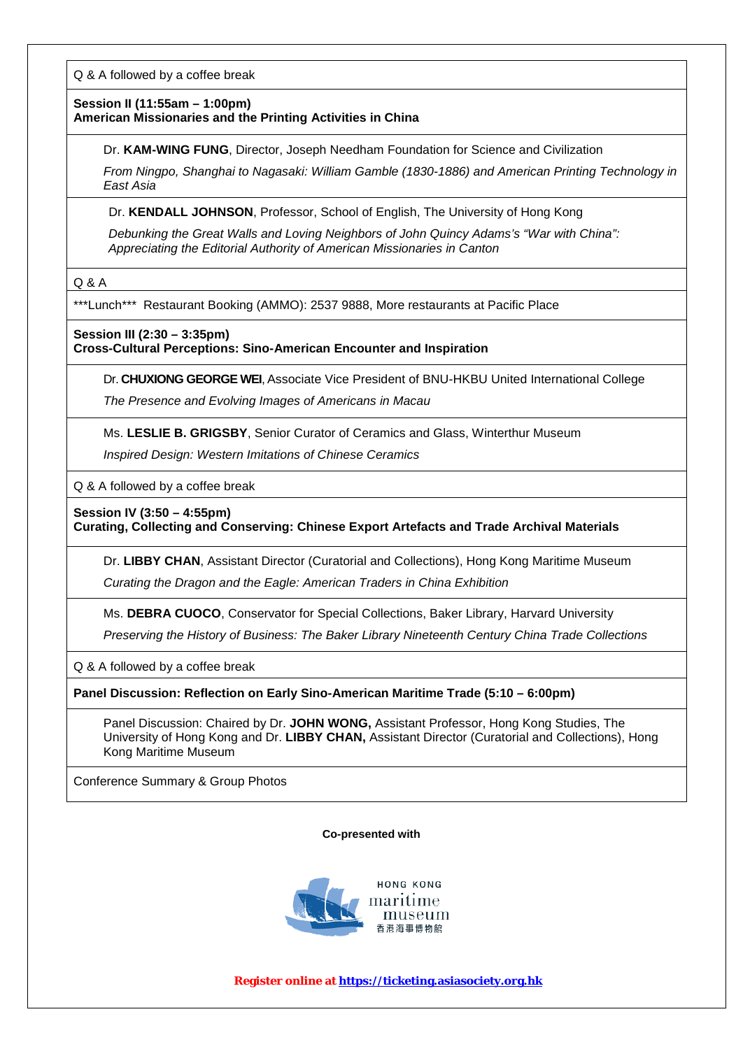Q & A followed by a coffee break

**Session II (11:55am – 1:00pm)**
**American Missionaries and the Printing Activities in China**

Dr. **KAM-WING FUNG**, Director, Joseph Needham Foundation for Science and Civilization

*From Ningpo, Shanghai to Nagasaki: William Gamble (1830-1886) and American Printing Technology in East Asia*

Dr. **KENDALL JOHNSON**, Professor, School of English, The University of Hong Kong

*Debunking the Great Walls and Loving Neighbors of John Quincy Adams's "War with China": Appreciating the Editorial Authority of American Missionaries in Canton*

Q & A

***Lunch*** Restaurant Booking (AMMO): 2537 9888, More restaurants at Pacific Place

**Session III (2:30 – 3:35pm)**
**Cross-Cultural Perceptions: Sino-American Encounter and Inspiration**

Dr. **CHUXIONG GEORGE WEI**, Associate Vice President of BNU-HKBU United International College

*The Presence and Evolving Images of Americans in Macau*

Ms. **LESLIE B. GRIGSBY**, Senior Curator of Ceramics and Glass, Winterthur Museum

*Inspired Design: Western Imitations of Chinese Ceramics*

Q & A followed by a coffee break

**Session IV (3:50 – 4:55pm)**
**Curating, Collecting and Conserving: Chinese Export Artefacts and Trade Archival Materials**

Dr. **LIBBY CHAN**, Assistant Director (Curatorial and Collections), Hong Kong Maritime Museum

*Curating the Dragon and the Eagle: American Traders in China Exhibition*

Ms. **DEBRA CUOCO**, Conservator for Special Collections, Baker Library, Harvard University

*Preserving the History of Business: The Baker Library Nineteenth Century China Trade Collections*

Q & A followed by a coffee break

**Panel Discussion: Reflection on Early Sino-American Maritime Trade (5:10 – 6:00pm)**

Panel Discussion: Chaired by Dr. **JOHN WONG,** Assistant Professor, Hong Kong Studies, The University of Hong Kong and Dr. **LIBBY CHAN,** Assistant Director (Curatorial and Collections), Hong Kong Maritime Museum

Conference Summary & Group Photos

**Co-presented with**

HONG KONG maritime museum 香港海事博物館

**Register online at [https://ticketing.asiasociety.org.hk](https://ticketing.asiasociety.org.hk)**